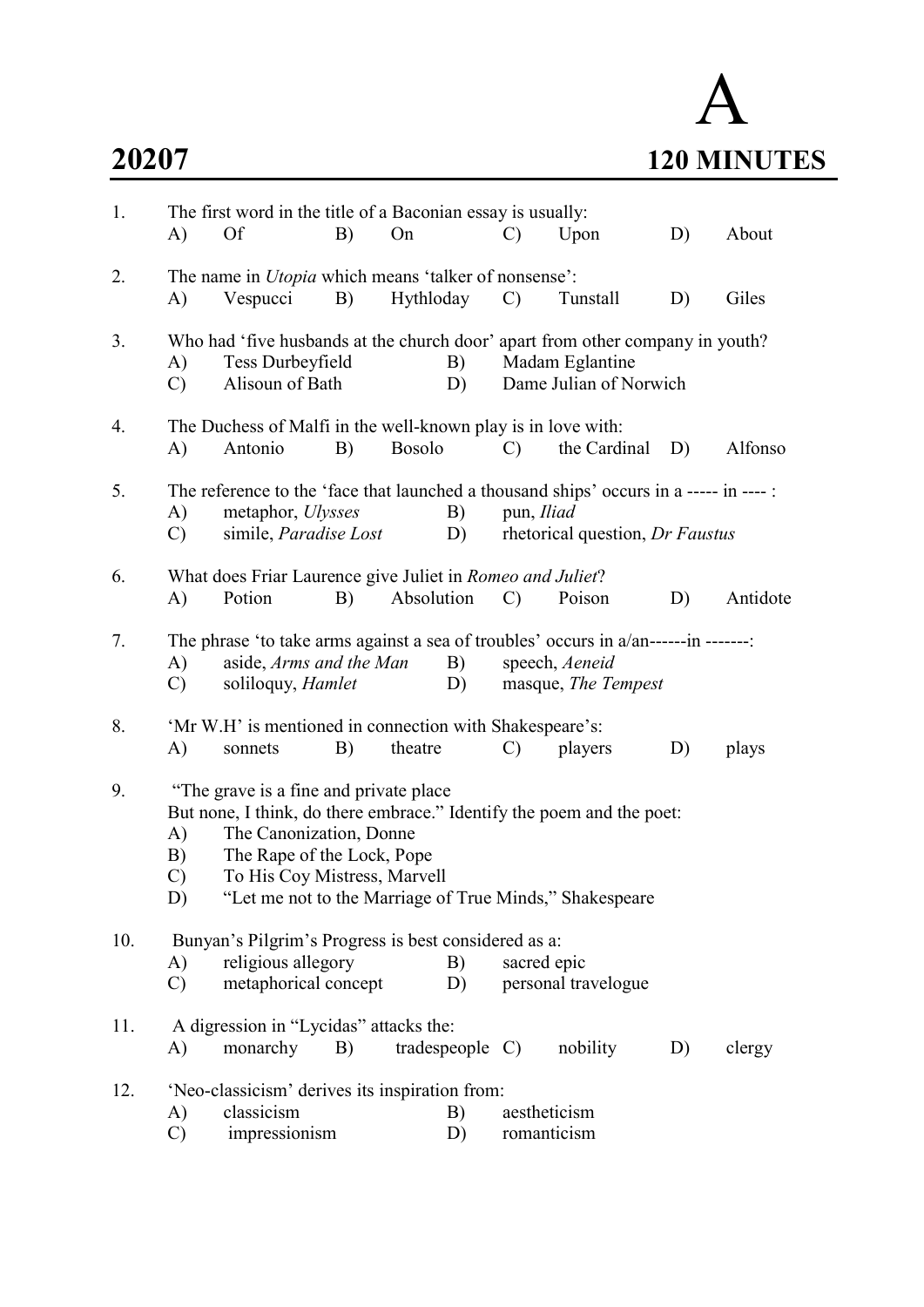# A

## 20207 120 MINUTES

1. The first word in the title of a Baconian essay is usually:
   A) Of B) On C) Upon D) About

2. The name in *Utopia* which means 'talker of nonsense':
   A) Vespucci B) Hythloday C) Tunstall D) Giles

3. Who had 'five husbands at the church door' apart from other company in youth?
   A) Tess Durbeyfield B) Madam Eglantine
   C) Alisoun of Bath D) Dame Julian of Norwich

4. The Duchess of Malfi in the well-known play is in love with:
   A) Antonio B) Bosolo C) the Cardinal D) Alfonso

5. The reference to the 'face that launched a thousand ships' occurs in a ----- in ---- :
   A) metaphor, *Ulysses* B) pun, *Iliad*
   C) simile, *Paradise Lost* D) rhetorical question, *Dr Faustus*

6. What does Friar Laurence give Juliet in *Romeo and Juliet*?
   A) Potion B) Absolution C) Poison D) Antidote

7. The phrase 'to take arms against a sea of troubles' occurs in a/an------in -------:
   A) aside, *Arms and the Man* B) speech, *Aeneid*
   C) soliloquy, *Hamlet* D) masque, *The Tempest*

8. 'Mr W.H' is mentioned in connection with Shakespeare's:
   A) sonnets B) theatre C) players D) plays

9. "The grave is a fine and private place
   But none, I think, do there embrace." Identify the poem and the poet:
   A) The Canonization, Donne
   B) The Rape of the Lock, Pope
   C) To His Coy Mistress, Marvell
   D) "Let me not to the Marriage of True Minds," Shakespeare

10. Bunyan's Pilgrim's Progress is best considered as a:
    A) religious allegory B) sacred epic
    C) metaphorical concept D) personal travelogue

11. A digression in "Lycidas" attacks the:
    A) monarchy B) tradespeople C) nobility D) clergy

12. 'Neo-classicism' derives its inspiration from:
    A) classicism B) aestheticism
    C) impressionism D) romanticism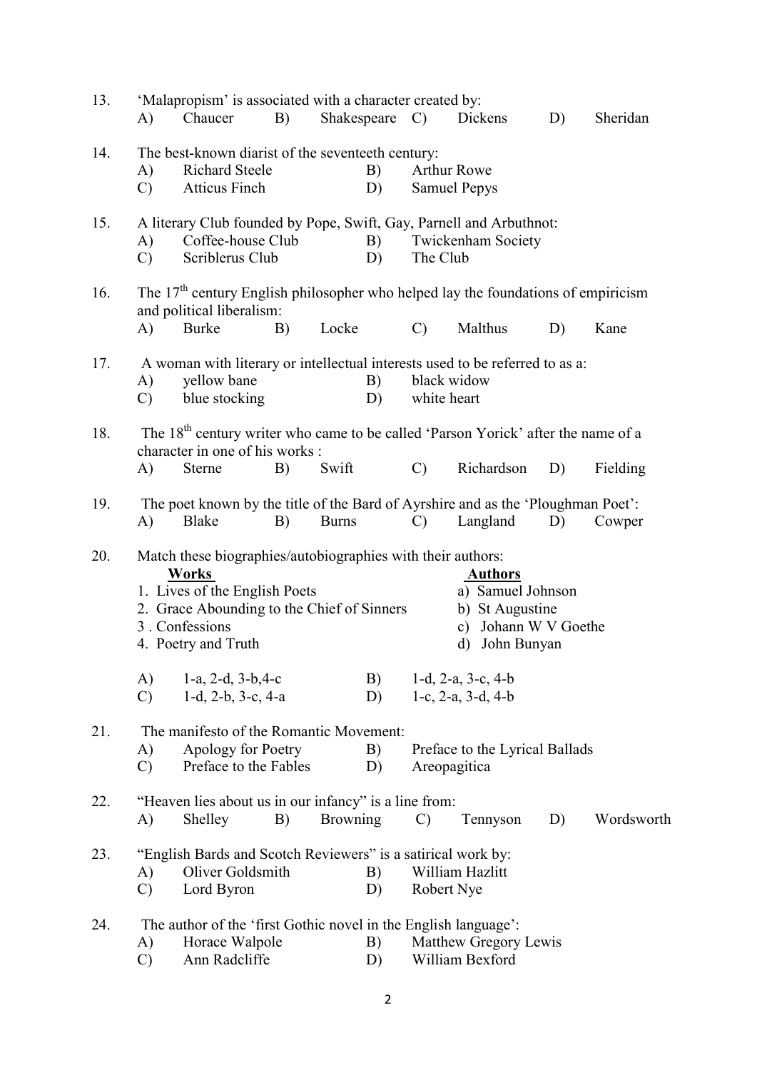13. 'Malapropism' is associated with a character created by:
A) Chaucer B) Shakespeare C) Dickens D) Sheridan

14. The best-known diarist of the seventeeth century:
A) Richard Steele B) Arthur Rowe
C) Atticus Finch D) Samuel Pepys

15. A literary Club founded by Pope, Swift, Gay, Parnell and Arbuthnot:
A) Coffee-house Club B) Twickenham Society
C) Scriblerus Club D) The Club

16. The 17th century English philosopher who helped lay the foundations of empiricism and political liberalism:
A) Burke B) Locke C) Malthus D) Kane

17. A woman with literary or intellectual interests used to be referred to as a:
A) yellow bane B) black widow
C) blue stocking D) white heart

18. The 18th century writer who came to be called 'Parson Yorick' after the name of a character in one of his works :
A) Sterne B) Swift C) Richardson D) Fielding

19. The poet known by the title of the Bard of Ayrshire and as the 'Ploughman Poet':
A) Blake B) Burns C) Langland D) Cowper

20. Match these biographies/autobiographies with their authors:

| Works | Authors |
|---|---|
| 1. Lives of the English Poets | a) Samuel Johnson |
| 2. Grace Abounding to the Chief of Sinners | b) St Augustine |
| 3 . Confessions | c) Johann W V Goethe |
| 4. Poetry and Truth | d) John Bunyan |

A) 1-a, 2-d, 3-b,4-c B) 1-d, 2-a, 3-c, 4-b
C) 1-d, 2-b, 3-c, 4-a D) 1-c, 2-a, 3-d, 4-b

21. The manifesto of the Romantic Movement:
A) Apology for Poetry B) Preface to the Lyrical Ballads
C) Preface to the Fables D) Areopagitica

22. "Heaven lies about us in our infancy" is a line from:
A) Shelley B) Browning C) Tennyson D) Wordsworth

23. "English Bards and Scotch Reviewers" is a satirical work by:
A) Oliver Goldsmith B) William Hazlitt
C) Lord Byron D) Robert Nye

24. The author of the 'first Gothic novel in the English language':
A) Horace Walpole B) Matthew Gregory Lewis
C) Ann Radcliffe D) William Bexford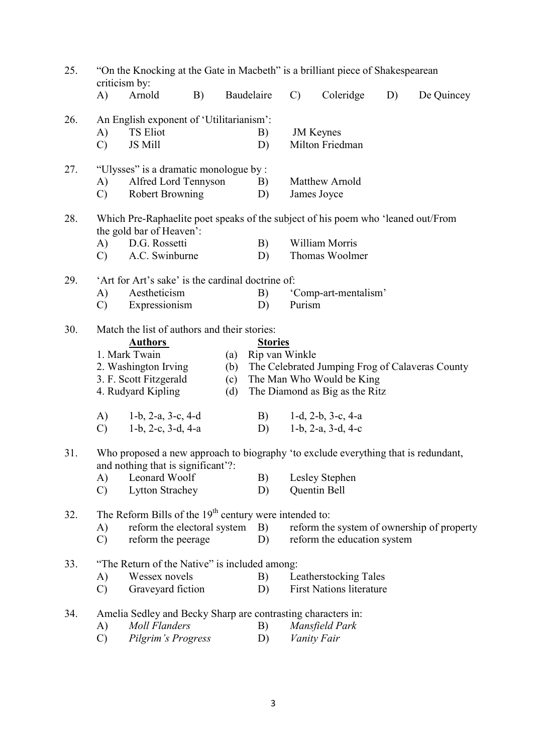25. "On the Knocking at the Gate in Macbeth" is a brilliant piece of Shakespearean criticism by:

A) Arnold B) Baudelaire C) Coleridge D) De Quincey

26. An English exponent of 'Utilitarianism':

A) TS Eliot B) JM Keynes
C) JS Mill D) Milton Friedman

27. "Ulysses" is a dramatic monologue by :

A) Alfred Lord Tennyson B) Matthew Arnold
C) Robert Browning D) James Joyce

28. Which Pre-Raphaelite poet speaks of the subject of his poem who 'leaned out/From the gold bar of Heaven':

A) D.G. Rossetti B) William Morris
C) A.C. Swinburne D) Thomas Woolmer

29. 'Art for Art's sake' is the cardinal doctrine of:

A) Aestheticism B) 'Comp-art-mentalism'
C) Expressionism D) Purism

30. Match the list of authors and their stories:

| **Authors** | | **Stories** |
|---|---|---|
| 1. Mark Twain | (a) | Rip van Winkle |
| 2. Washington Irving | (b) | The Celebrated Jumping Frog of Calaveras County |
| 3. F. Scott Fitzgerald | (c) | The Man Who Would be King |
| 4. Rudyard Kipling | (d) | The Diamond as Big as the Ritz |

A) 1-b, 2-a, 3-c, 4-d B) 1-d, 2-b, 3-c, 4-a
C) 1-b, 2-c, 3-d, 4-a D) 1-b, 2-a, 3-d, 4-c

31. Who proposed a new approach to biography 'to exclude everything that is redundant, and nothing that is significant'?:

A) Leonard Woolf B) Lesley Stephen
C) Lytton Strachey D) Quentin Bell

32. The Reform Bills of the 19th century were intended to:

A) reform the electoral system B) reform the system of ownership of property
C) reform the peerage D) reform the education system

33. "The Return of the Native" is included among:

A) Wessex novels B) Leatherstocking Tales
C) Graveyard fiction D) First Nations literature

34. Amelia Sedley and Becky Sharp are contrasting characters in:

A) *Moll Flanders* B) *Mansfield Park*
C) *Pilgrim's Progress* D) *Vanity Fair*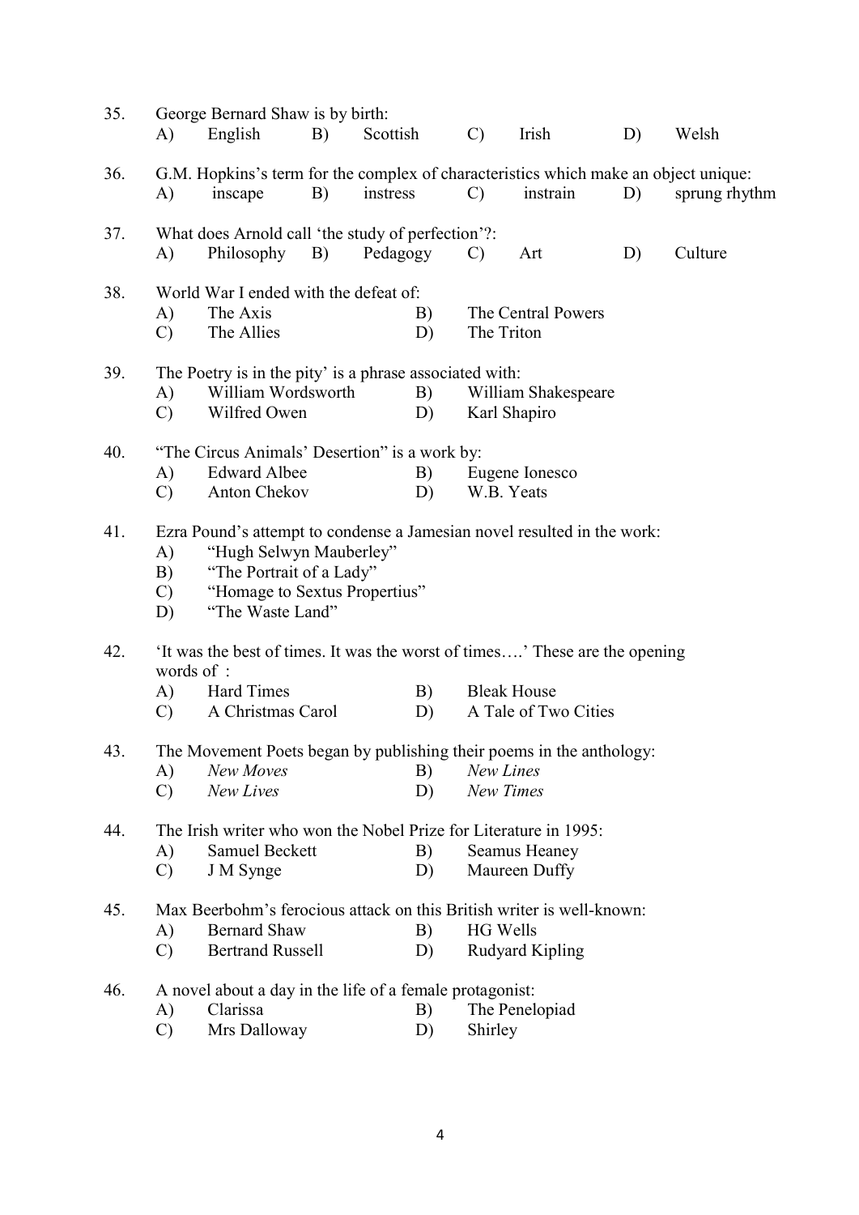35. George Bernard Shaw is by birth:
    A) English B) Scottish C) Irish D) Welsh

36. G.M. Hopkins's term for the complex of characteristics which make an object unique:
    A) inscape B) instress C) instrain D) sprung rhythm

37. What does Arnold call 'the study of perfection'?:
    A) Philosophy B) Pedagogy C) Art D) Culture

38. World War I ended with the defeat of:
    A) The Axis
    B) The Central Powers
    C) The Allies
    D) The Triton

39. The Poetry is in the pity' is a phrase associated with:
    A) William Wordsworth
    B) William Shakespeare
    C) Wilfred Owen
    D) Karl Shapiro

40. "The Circus Animals' Desertion" is a work by:
    A) Edward Albee
    B) Eugene Ionesco
    C) Anton Chekov
    D) W.B. Yeats

41. Ezra Pound's attempt to condense a Jamesian novel resulted in the work:
    A) "Hugh Selwyn Mauberley"
    B) "The Portrait of a Lady"
    C) "Homage to Sextus Propertius"
    D) "The Waste Land"

42. 'It was the best of times. It was the worst of times….' These are the opening words of :
    A) Hard Times
    B) Bleak House
    C) A Christmas Carol
    D) A Tale of Two Cities

43. The Movement Poets began by publishing their poems in the anthology:
    A) *New Moves*
    B) *New Lines*
    C) *New Lives*
    D) *New Times*

44. The Irish writer who won the Nobel Prize for Literature in 1995:
    A) Samuel Beckett
    B) Seamus Heaney
    C) J M Synge
    D) Maureen Duffy

45. Max Beerbohm's ferocious attack on this British writer is well-known:
    A) Bernard Shaw
    B) HG Wells
    C) Bertrand Russell
    D) Rudyard Kipling

46. A novel about a day in the life of a female protagonist:
    A) Clarissa
    B) The Penelopiad
    C) Mrs Dalloway
    D) Shirley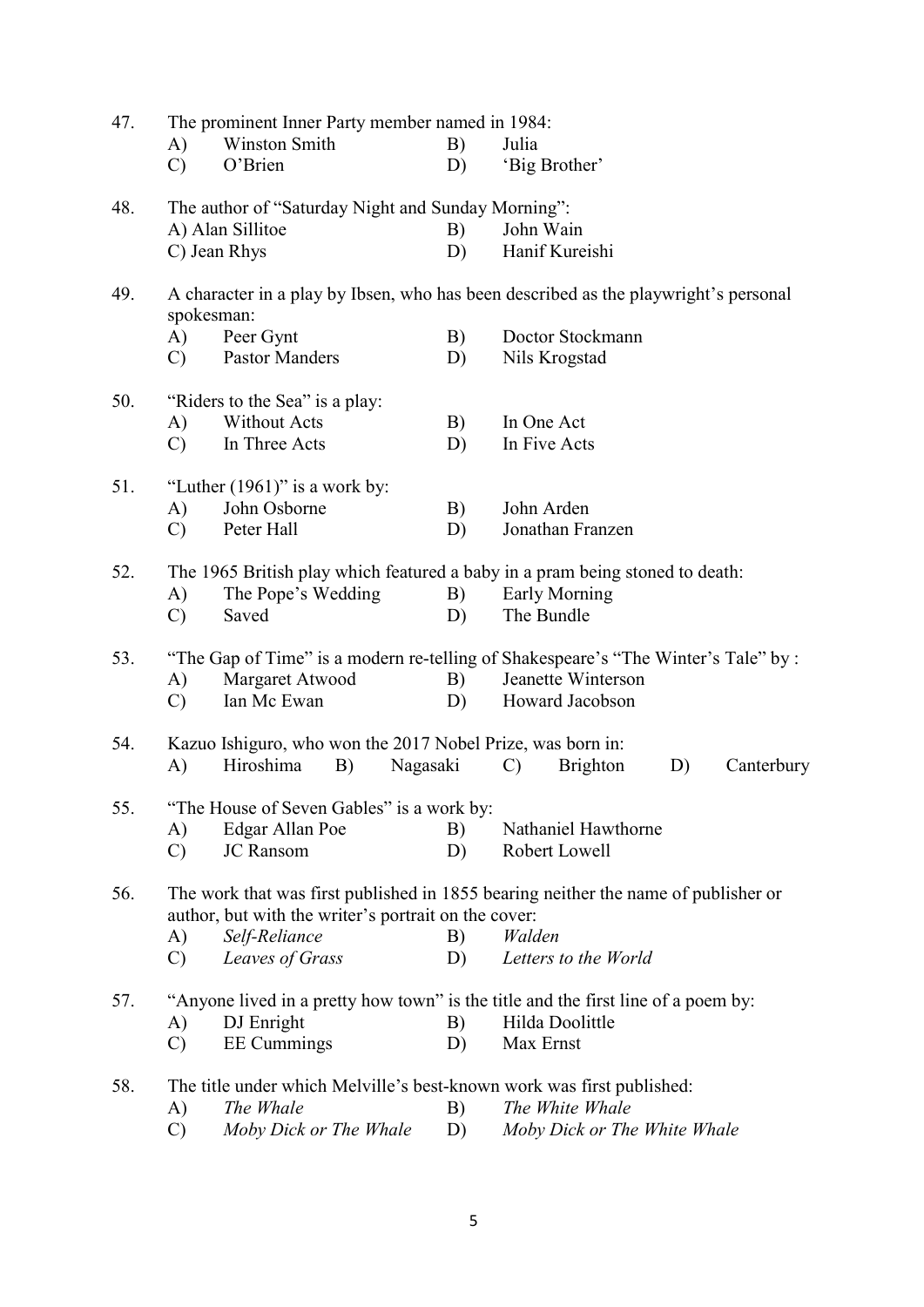47. The prominent Inner Party member named in 1984:
   - A) Winston Smith
   - B) Julia
   - C) O'Brien
   - D) 'Big Brother'

48. The author of "Saturday Night and Sunday Morning":
   - A) Alan Sillitoe
   - B) John Wain
   - C) Jean Rhys
   - D) Hanif Kureishi

49. A character in a play by Ibsen, who has been described as the playwright's personal spokesman:
   - A) Peer Gynt
   - B) Doctor Stockmann
   - C) Pastor Manders
   - D) Nils Krogstad

50. "Riders to the Sea" is a play:
   - A) Without Acts
   - B) In One Act
   - C) In Three Acts
   - D) In Five Acts

51. "Luther (1961)" is a work by:
   - A) John Osborne
   - B) John Arden
   - C) Peter Hall
   - D) Jonathan Franzen

52. The 1965 British play which featured a baby in a pram being stoned to death:
   - A) The Pope's Wedding
   - B) Early Morning
   - C) Saved
   - D) The Bundle

53. "The Gap of Time" is a modern re-telling of Shakespeare's "The Winter's Tale" by :
   - A) Margaret Atwood
   - B) Jeanette Winterson
   - C) Ian Mc Ewan
   - D) Howard Jacobson

54. Kazuo Ishiguro, who won the 2017 Nobel Prize, was born in:
   - A) Hiroshima
   - B) Nagasaki
   - C) Brighton
   - D) Canterbury

55. "The House of Seven Gables" is a work by:
   - A) Edgar Allan Poe
   - B) Nathaniel Hawthorne
   - C) JC Ransom
   - D) Robert Lowell

56. The work that was first published in 1855 bearing neither the name of publisher or author, but with the writer's portrait on the cover:
   - A) *Self-Reliance*
   - B) *Walden*
   - C) *Leaves of Grass*
   - D) *Letters to the World*

57. "Anyone lived in a pretty how town" is the title and the first line of a poem by:
   - A) DJ Enright
   - B) Hilda Doolittle
   - C) EE Cummings
   - D) Max Ernst

58. The title under which Melville's best-known work was first published:
   - A) *The Whale*
   - B) *The White Whale*
   - C) *Moby Dick or The Whale*
   - D) *Moby Dick or The White Whale*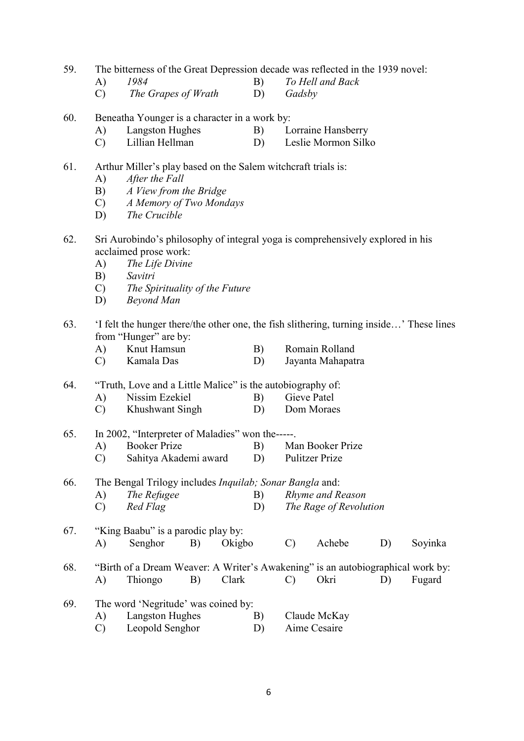59. The bitterness of the Great Depression decade was reflected in the 1939 novel:
    A) *1984*
    B) *To Hell and Back*
    C) *The Grapes of Wrath*
    D) *Gadsby*

60. Beneatha Younger is a character in a work by:
    A) Langston Hughes
    B) Lorraine Hansberry
    C) Lillian Hellman
    D) Leslie Mormon Silko

61. Arthur Miller's play based on the Salem witchcraft trials is:
    A) *After the Fall*
    B) *A View from the Bridge*
    C) *A Memory of Two Mondays*
    D) *The Crucible*

62. Sri Aurobindo's philosophy of integral yoga is comprehensively explored in his acclaimed prose work:
    A) *The Life Divine*
    B) *Savitri*
    C) *The Spirituality of the Future*
    D) *Beyond Man*

63. 'I felt the hunger there/the other one, the fish slithering, turning inside…' These lines from "Hunger" are by:
    A) Knut Hamsun
    B) Romain Rolland
    C) Kamala Das
    D) Jayanta Mahapatra

64. "Truth, Love and a Little Malice" is the autobiography of:
    A) Nissim Ezekiel
    B) Gieve Patel
    C) Khushwant Singh
    D) Dom Moraes

65. In 2002, "Interpreter of Maladies" won the-----.
    A) Booker Prize
    B) Man Booker Prize
    C) Sahitya Akademi award
    D) Pulitzer Prize

66. The Bengal Trilogy includes *Inquilab; Sonar Bangla* and:
    A) *The Refugee*
    B) *Rhyme and Reason*
    C) *Red Flag*
    D) *The Rage of Revolution*

67. "King Baabu" is a parodic play by:
    A) Senghor
    B) Okigbo
    C) Achebe
    D) Soyinka

68. "Birth of a Dream Weaver: A Writer's Awakening" is an autobiographical work by:
    A) Thiongo
    B) Clark
    C) Okri
    D) Fugard

69. The word 'Negritude' was coined by:
    A) Langston Hughes
    B) Claude McKay
    C) Leopold Senghor
    D) Aime Cesaire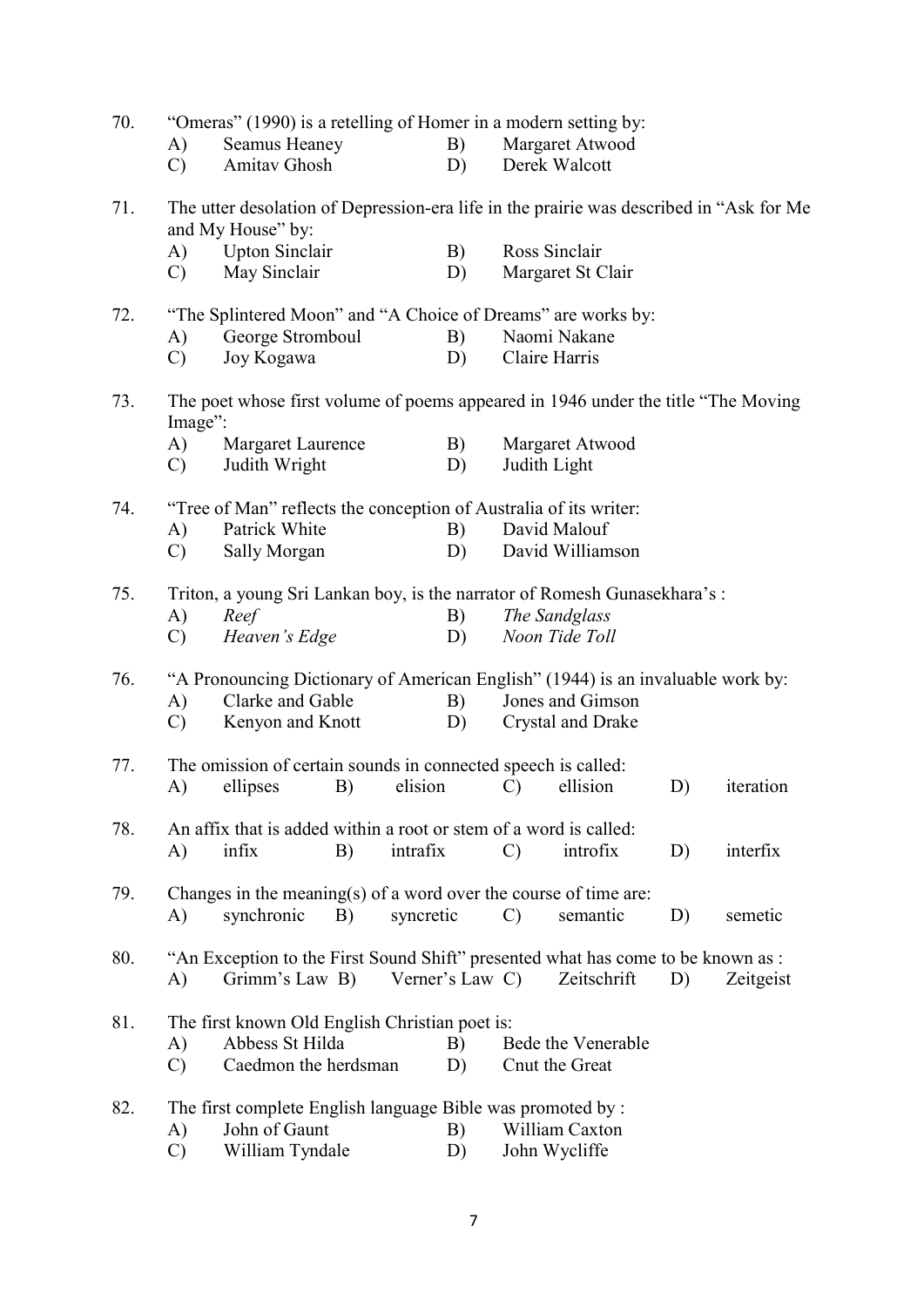70. "Omeras" (1990) is a retelling of Homer in a modern setting by:
   A) Seamus Heaney B) Margaret Atwood
   C) Amitav Ghosh D) Derek Walcott

71. The utter desolation of Depression-era life in the prairie was described in "Ask for Me and My House" by:
   A) Upton Sinclair B) Ross Sinclair
   C) May Sinclair D) Margaret St Clair

72. "The Splintered Moon" and "A Choice of Dreams" are works by:
   A) George Stromboul B) Naomi Nakane
   C) Joy Kogawa D) Claire Harris

73. The poet whose first volume of poems appeared in 1946 under the title "The Moving Image":
   A) Margaret Laurence B) Margaret Atwood
   C) Judith Wright D) Judith Light

74. "Tree of Man" reflects the conception of Australia of its writer:
   A) Patrick White B) David Malouf
   C) Sally Morgan D) David Williamson

75. Triton, a young Sri Lankan boy, is the narrator of Romesh Gunasekhara's :
   A) *Reef* B) *The Sandglass*
   C) *Heaven's Edge* D) *Noon Tide Toll*

76. "A Pronouncing Dictionary of American English" (1944) is an invaluable work by:
   A) Clarke and Gable B) Jones and Gimson
   C) Kenyon and Knott D) Crystal and Drake

77. The omission of certain sounds in connected speech is called:
   A) ellipses B) elision C) ellision D) iteration

78. An affix that is added within a root or stem of a word is called:
   A) infix B) intrafix C) introfix D) interfix

79. Changes in the meaning(s) of a word over the course of time are:
   A) synchronic B) syncretic C) semantic D) semetic

80. "An Exception to the First Sound Shift" presented what has come to be known as :
   A) Grimm's Law B) Verner's Law C) Zeitschrift D) Zeitgeist

81. The first known Old English Christian poet is:
   A) Abbess St Hilda B) Bede the Venerable
   C) Caedmon the herdsman D) Cnut the Great

82. The first complete English language Bible was promoted by :
   A) John of Gaunt B) William Caxton
   C) William Tyndale D) John Wycliffe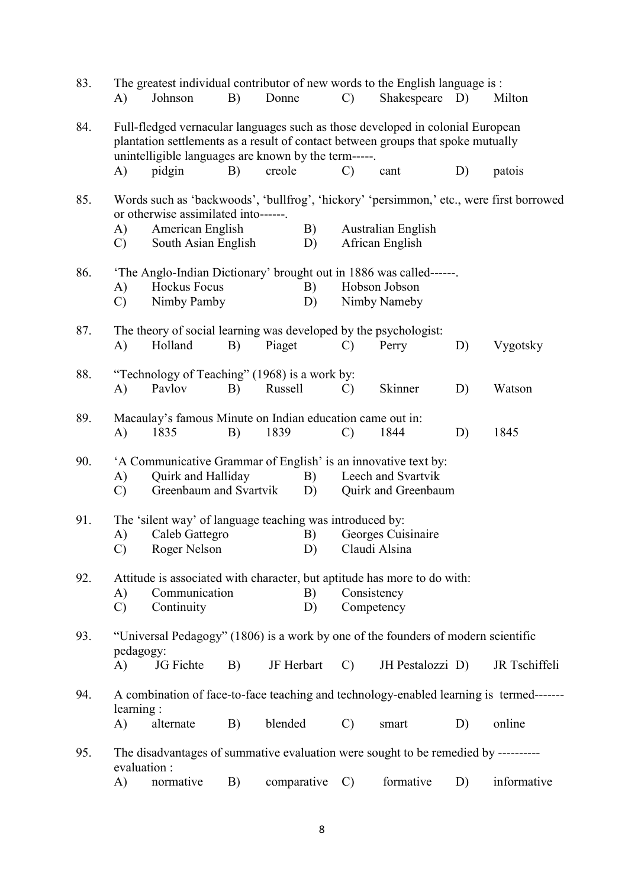83. The greatest individual contributor of new words to the English language is :

A) Johnson B) Donne C) Shakespeare D) Milton

84. Full-fledged vernacular languages such as those developed in colonial European plantation settlements as a result of contact between groups that spoke mutually unintelligible languages are known by the term-----.

A) pidgin B) creole C) cant D) patois

85. Words such as 'backwoods', 'bullfrog', 'hickory' 'persimmon,' etc., were first borrowed or otherwise assimilated into------.

A) American English B) Australian English
C) South Asian English D) African English

86. 'The Anglo-Indian Dictionary' brought out in 1886 was called------.

A) Hockus Focus B) Hobson Jobson
C) Nimby Pamby D) Nimby Nameby

87. The theory of social learning was developed by the psychologist:

A) Holland B) Piaget C) Perry D) Vygotsky

88. "Technology of Teaching" (1968) is a work by:

A) Pavlov B) Russell C) Skinner D) Watson

89. Macaulay's famous Minute on Indian education came out in:

A) 1835 B) 1839 C) 1844 D) 1845

90. 'A Communicative Grammar of English' is an innovative text by:

A) Quirk and Halliday B) Leech and Svartvik
C) Greenbaum and Svartvik D) Quirk and Greenbaum

91. The 'silent way' of language teaching was introduced by:

A) Caleb Gattegro B) Georges Cuisinaire
C) Roger Nelson D) Claudi Alsina

92. Attitude is associated with character, but aptitude has more to do with:

A) Communication B) Consistency
C) Continuity D) Competency

93. "Universal Pedagogy" (1806) is a work by one of the founders of modern scientific pedagogy:

A) JG Fichte B) JF Herbart C) JH Pestalozzi D) JR Tschiffeli

94. A combination of face-to-face teaching and technology-enabled learning is termed------- learning :

A) alternate B) blended C) smart D) online

95. The disadvantages of summative evaluation were sought to be remedied by ---------- evaluation :

A) normative B) comparative C) formative D) informative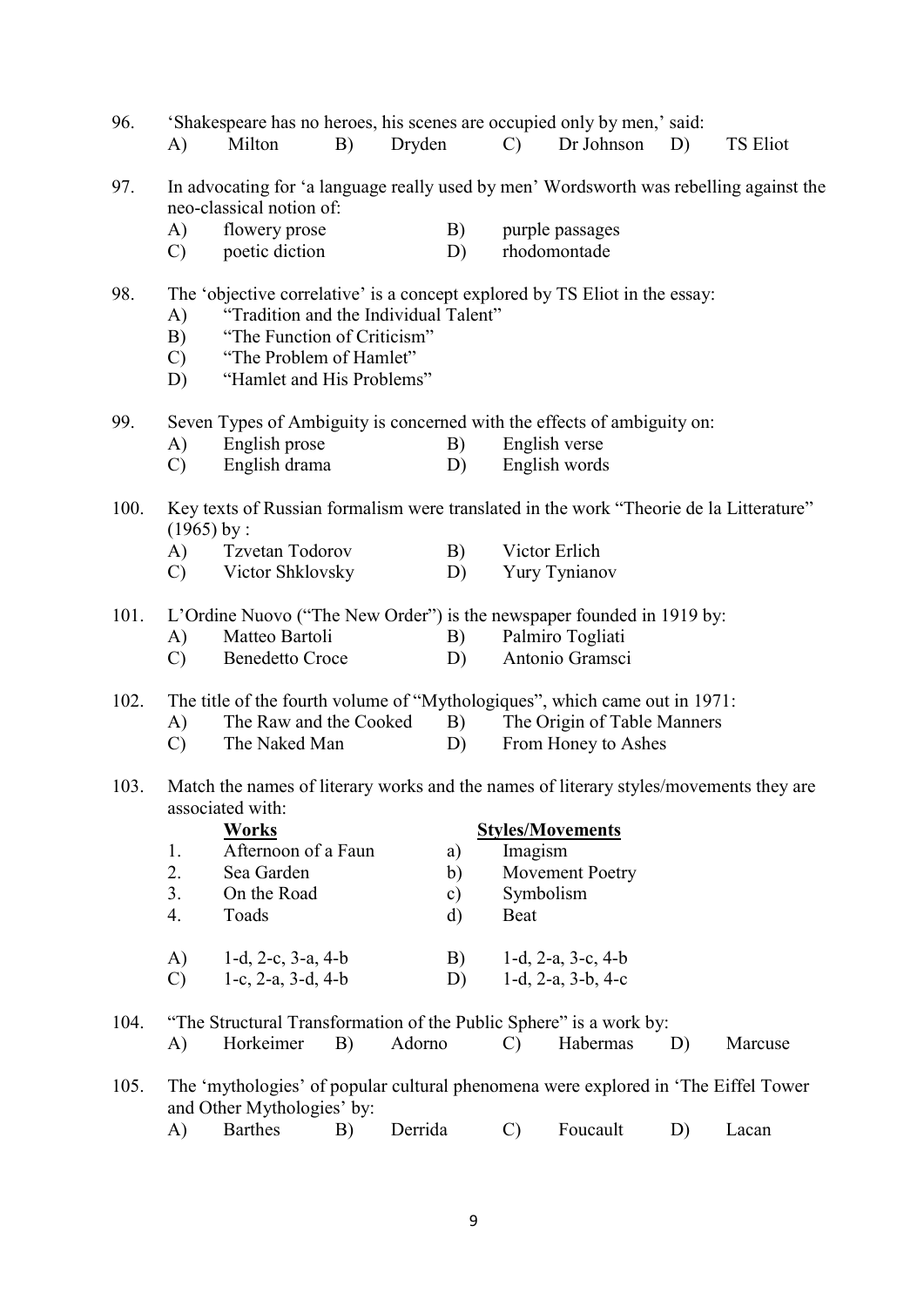96. 'Shakespeare has no heroes, his scenes are occupied only by men,' said:
    A) Milton  B) Dryden  C) Dr Johnson  D) TS Eliot

97. In advocating for 'a language really used by men' Wordsworth was rebelling against the neo-classical notion of:
    A) flowery prose  B) purple passages
    C) poetic diction  D) rhodomontade

98. The 'objective correlative' is a concept explored by TS Eliot in the essay:
    A) "Tradition and the Individual Talent"
    B) "The Function of Criticism"
    C) "The Problem of Hamlet"
    D) "Hamlet and His Problems"

99. Seven Types of Ambiguity is concerned with the effects of ambiguity on:
    A) English prose  B) English verse
    C) English drama  D) English words

100. Key texts of Russian formalism were translated in the work "Theorie de la Litterature" (1965) by :
    A) Tzvetan Todorov  B) Victor Erlich
    C) Victor Shklovsky  D) Yury Tynianov

101. L'Ordine Nuovo ("The New Order") is the newspaper founded in 1919 by:
    A) Matteo Bartoli  B) Palmiro Togliati
    C) Benedetto Croce  D) Antonio Gramsci

102. The title of the fourth volume of "Mythologiques", which came out in 1971:
    A) The Raw and the Cooked  B) The Origin of Table Manners
    C) The Naked Man  D) From Honey to Ashes

103. Match the names of literary works and the names of literary styles/movements they are associated with:

| | **Works** | | **Styles/Movements** |
|---|---|---|---|
| 1. | Afternoon of a Faun | a) | Imagism |
| 2. | Sea Garden | b) | Movement Poetry |
| 3. | On the Road | c) | Symbolism |
| 4. | Toads | d) | Beat |

    A) 1-d, 2-c, 3-a, 4-b  B) 1-d, 2-a, 3-c, 4-b
    C) 1-c, 2-a, 3-d, 4-b  D) 1-d, 2-a, 3-b, 4-c

104. "The Structural Transformation of the Public Sphere" is a work by:
    A) Horkeimer  B) Adorno  C) Habermas  D) Marcuse

105. The 'mythologies' of popular cultural phenomena were explored in 'The Eiffel Tower and Other Mythologies' by:
    A) Barthes  B) Derrida  C) Foucault  D) Lacan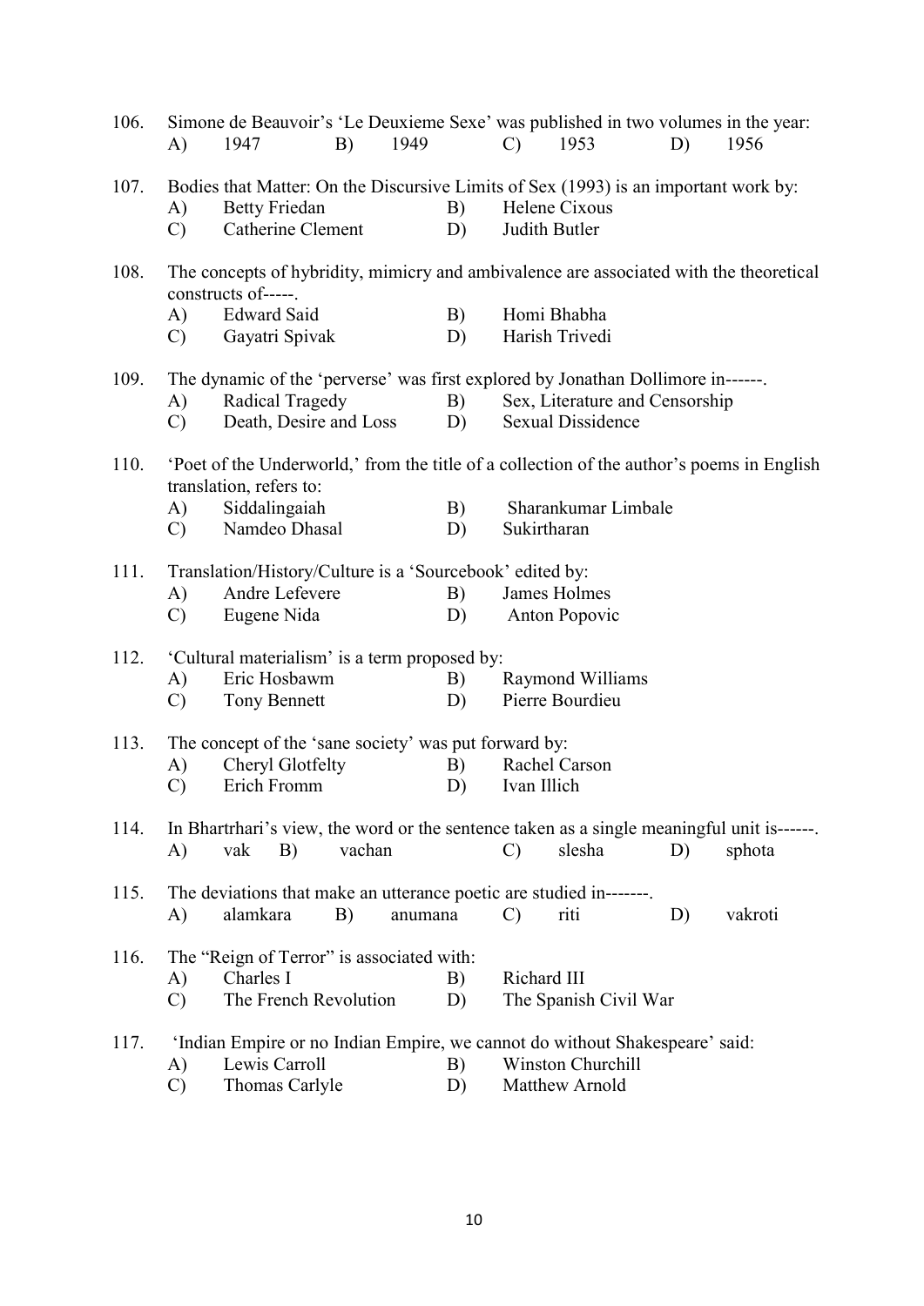106. Simone de Beauvoir's 'Le Deuxieme Sexe' was published in two volumes in the year:
A) 1947 B) 1949 C) 1953 D) 1956

107. Bodies that Matter: On the Discursive Limits of Sex (1993) is an important work by:
A) Betty Friedan B) Helene Cixous
C) Catherine Clement D) Judith Butler

108. The concepts of hybridity, mimicry and ambivalence are associated with the theoretical constructs of-----.
A) Edward Said B) Homi Bhabha
C) Gayatri Spivak D) Harish Trivedi

109. The dynamic of the 'perverse' was first explored by Jonathan Dollimore in------.
A) Radical Tragedy B) Sex, Literature and Censorship
C) Death, Desire and Loss D) Sexual Dissidence

110. 'Poet of the Underworld,' from the title of a collection of the author's poems in English translation, refers to:
A) Siddalingaiah B) Sharankumar Limbale
C) Namdeo Dhasal D) Sukirtharan

111. Translation/History/Culture is a 'Sourcebook' edited by:
A) Andre Lefevere B) James Holmes
C) Eugene Nida D) Anton Popovic

112. 'Cultural materialism' is a term proposed by:
A) Eric Hosbawm B) Raymond Williams
C) Tony Bennett D) Pierre Bourdieu

113. The concept of the 'sane society' was put forward by:
A) Cheryl Glotfelty B) Rachel Carson
C) Erich Fromm D) Ivan Illich

114. In Bhartrhari's view, the word or the sentence taken as a single meaningful unit is------.
A) vak B) vachan C) slesha D) sphota

115. The deviations that make an utterance poetic are studied in-------.
A) alamkara B) anumana C) riti D) vakroti

116. The "Reign of Terror" is associated with:
A) Charles I B) Richard III
C) The French Revolution D) The Spanish Civil War

117. 'Indian Empire or no Indian Empire, we cannot do without Shakespeare' said:
A) Lewis Carroll B) Winston Churchill
C) Thomas Carlyle D) Matthew Arnold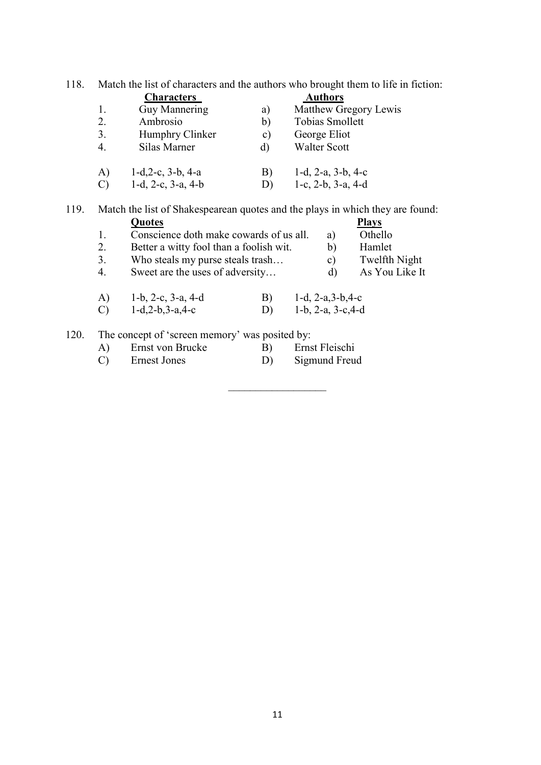118. Match the list of characters and the authors who brought them to life in fiction:

| | **Characters** | | **Authors** |
|---|---|---|---|
| 1. | Guy Mannering | a) | Matthew Gregory Lewis |
| 2. | Ambrosio | b) | Tobias Smollett |
| 3. | Humphry Clinker | c) | George Eliot |
| 4. | Silas Marner | d) | Walter Scott |

A) 1-d,2-c, 3-b, 4-a
B) 1-d, 2-a, 3-b, 4-c
C) 1-d, 2-c, 3-a, 4-b
D) 1-c, 2-b, 3-a, 4-d

119. Match the list of Shakespearean quotes and the plays in which they are found:

| | **Quotes** | | **Plays** |
|---|---|---|---|
| 1. | Conscience doth make cowards of us all. | a) | Othello |
| 2. | Better a witty fool than a foolish wit. | b) | Hamlet |
| 3. | Who steals my purse steals trash… | c) | Twelfth Night |
| 4. | Sweet are the uses of adversity… | d) | As You Like It |

A) 1-b, 2-c, 3-a, 4-d
B) 1-d, 2-a,3-b,4-c
C) 1-d,2-b,3-a,4-c
D) 1-b, 2-a, 3-c,4-d

120. The concept of 'screen memory' was posited by:

A) Ernst von Brucke
B) Ernst Fleischi
C) Ernest Jones
D) Sigmund Freud